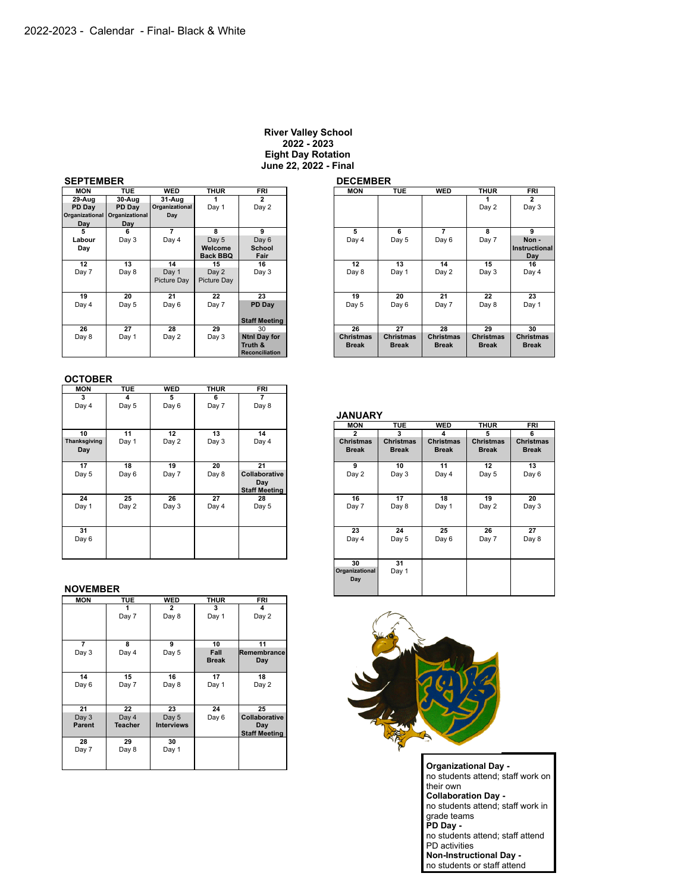2022-2023 - Calendar - Final- Black & White

**River Valley School**
**2022 - 2023**
**Eight Day Rotation**
**June 22, 2022 - Final**

## SEPTEMBER

| MON | TUE | WED | THUR | FRI |
|---|---|---|---|---|
| 29-Aug PD Day Organizational Day | 30-Aug PD Day Organizational Day | 31-Aug Organizational Day | 1 Day 1 | 2 Day 2 |
| 5 Labour Day | 6 Day 3 | 7 Day 4 | 8 Day 5 Welcome Back BBQ | 9 Day 6 School Fair |
| 12 Day 7 | 13 Day 8 | 14 Day 1 Picture Day | 15 Day 2 Picture Day | 16 Day 3 |
| 19 Day 4 | 20 Day 5 | 21 Day 6 | 22 Day 7 | 23 PD Day Staff Meeting |
| 26 Day 8 | 27 Day 1 | 28 Day 2 | 29 Day 3 | 30 Ntnl Day for Truth & Reconciliation |

## OCTOBER

| MON | TUE | WED | THUR | FRI |
|---|---|---|---|---|
| 3 Day 4 | 4 Day 5 | 5 Day 6 | 6 Day 7 | 7 Day 8 |
| 10 Thanksgiving Day | 11 Day 1 | 12 Day 2 | 13 Day 3 | 14 Day 4 |
| 17 Day 5 | 18 Day 6 | 19 Day 7 | 20 Day 8 | 21 Collaborative Day Staff Meeting |
| 24 Day 1 | 25 Day 2 | 26 Day 3 | 27 Day 4 | 28 Day 5 |
| 31 Day 6 | | | | |

## NOVEMBER

| MON | TUE | WED | THUR | FRI |
|---|---|---|---|---|
| | 1 Day 7 | 2 Day 8 | 3 Day 1 | 4 Day 2 |
| 7 Day 3 | 8 Day 4 | 9 Day 5 | 10 Fall Break | 11 Remembrance Day |
| 14 Day 6 | 15 Day 7 | 16 Day 8 | 17 Day 1 | 18 Day 2 |
| 21 Day 3 Parent | 22 Day 4 Teacher | 23 Day 5 Interviews | 24 Day 6 | 25 Collaborative Day Staff Meeting |
| 28 Day 7 | 29 Day 8 | 30 Day 1 | | |

## DECEMBER

| MON | TUE | WED | THUR | FRI |
|---|---|---|---|---|
| | | | 1 Day 2 | 2 Day 3 |
| 5 Day 4 | 6 Day 5 | 7 Day 6 | 8 Day 7 | 9 Non - Instructional Day |
| 12 Day 8 | 13 Day 1 | 14 Day 2 | 15 Day 3 | 16 Day 4 |
| 19 Day 5 | 20 Day 6 | 21 Day 7 | 22 Day 8 | 23 Day 1 |
| 26 Christmas Break | 27 Christmas Break | 28 Christmas Break | 29 Christmas Break | 30 Christmas Break |

## JANUARY

| MON | TUE | WED | THUR | FRI |
|---|---|---|---|---|
| 2 Christmas Break | 3 Christmas Break | 4 Christmas Break | 5 Christmas Break | 6 Christmas Break |
| 9 Day 2 | 10 Day 3 | 11 Day 4 | 12 Day 5 | 13 Day 6 |
| 16 Day 7 | 17 Day 8 | 18 Day 1 | 19 Day 2 | 20 Day 3 |
| 23 Day 4 | 24 Day 5 | 25 Day 6 | 26 Day 7 | 27 Day 8 |
| 30 Organizational Day | 31 Day 1 | | | |

**Organizational Day -**
no students attend; staff work on their own
**Collaboration Day -**
no students attend; staff work in grade teams
**PD Day -**
no students attend; staff attend PD activities
**Non-Instructional Day -**
no students or staff attend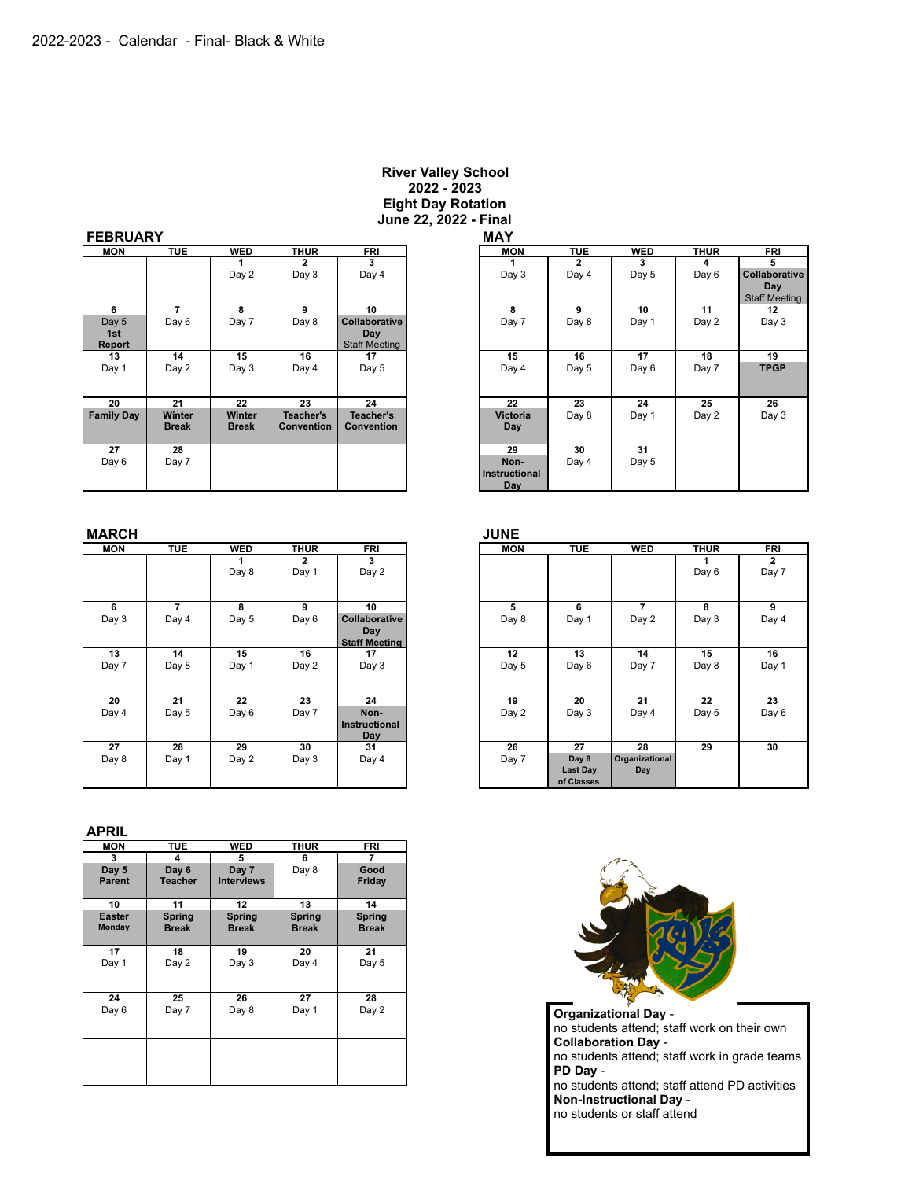2022-2023 - Calendar - Final- Black & White

# River Valley School
## 2022 - 2023
## Eight Day Rotation
## June 22, 2022 - Final

### FEBRUARY

| MON | TUE | WED | THUR | FRI |
|---|---|---|---|---|
| | | 1 Day 2 | 2 Day 3 | 3 Day 4 |
| 6 Day 5 **1st Report** | 7 Day 6 | 8 Day 7 | 9 Day 8 | 10 **Collaborative Day** Staff Meeting |
| 13 Day 1 | 14 Day 2 | 15 Day 3 | 16 Day 4 | 17 Day 5 |
| 20 **Family Day** | 21 **Winter Break** | 22 **Winter Break** | 23 **Teacher's Convention** | 24 **Teacher's Convention** |
| 27 Day 6 | 28 Day 7 | | | |

### MAY

| MON | TUE | WED | THUR | FRI |
|---|---|---|---|---|
| 1 Day 3 | 2 Day 4 | 3 Day 5 | 4 Day 6 | 5 **Collaborative Day** Staff Meeting |
| 8 Day 7 | 9 Day 8 | 10 Day 1 | 11 Day 2 | 12 Day 3 |
| 15 Day 4 | 16 Day 5 | 17 Day 6 | 18 Day 7 | 19 **TPGP** |
| 22 **Victoria Day** | 23 Day 8 | 24 Day 1 | 25 Day 2 | 26 Day 3 |
| 29 **Non-Instructional Day** | 30 Day 4 | 31 Day 5 | | |

### MARCH

| MON | TUE | WED | THUR | FRI |
|---|---|---|---|---|
| | | 1 Day 8 | 2 Day 1 | 3 Day 2 |
| 6 Day 3 | 7 Day 4 | 8 Day 5 | 9 Day 6 | 10 **Collaborative Day Staff Meeting** |
| 13 Day 7 | 14 Day 8 | 15 Day 1 | 16 Day 2 | 17 Day 3 |
| 20 Day 4 | 21 Day 5 | 22 Day 6 | 23 Day 7 | 24 **Non-Instructional Day** |
| 27 Day 8 | 28 Day 1 | 29 Day 2 | 30 Day 3 | 31 Day 4 |

### JUNE

| MON | TUE | WED | THUR | FRI |
|---|---|---|---|---|
| | | | 1 Day 6 | 2 Day 7 |
| 5 Day 8 | 6 Day 1 | 7 Day 2 | 8 Day 3 | 9 Day 4 |
| 12 Day 5 | 13 Day 6 | 14 Day 7 | 15 Day 8 | 16 Day 1 |
| 19 Day 2 | 20 Day 3 | 21 Day 4 | 22 Day 5 | 23 Day 6 |
| 26 Day 7 | 27 **Day 8 Last Day of Classes** | 28 **Organizational Day** | 29 | 30 |

### APRIL

| MON | TUE | WED | THUR | FRI |
|---|---|---|---|---|
| 3 **Day 5 Parent** | 4 **Day 6 Teacher** | 5 **Day 7 Interviews** | 6 Day 8 | 7 **Good Friday** |
| 10 **Easter Monday** | 11 **Spring Break** | 12 **Spring Break** | 13 **Spring Break** | 14 **Spring Break** |
| 17 Day 1 | 18 Day 2 | 19 Day 3 | 20 Day 4 | 21 Day 5 |
| 24 Day 6 | 25 Day 7 | 26 Day 8 | 27 Day 1 | 28 Day 2 |
| | | | | |

**Organizational Day** -
no students attend; staff work on their own

**Collaboration Day** -
no students attend; staff work in grade teams

**PD Day** -
no students attend; staff attend PD activities

**Non-Instructional Day** -
no students or staff attend